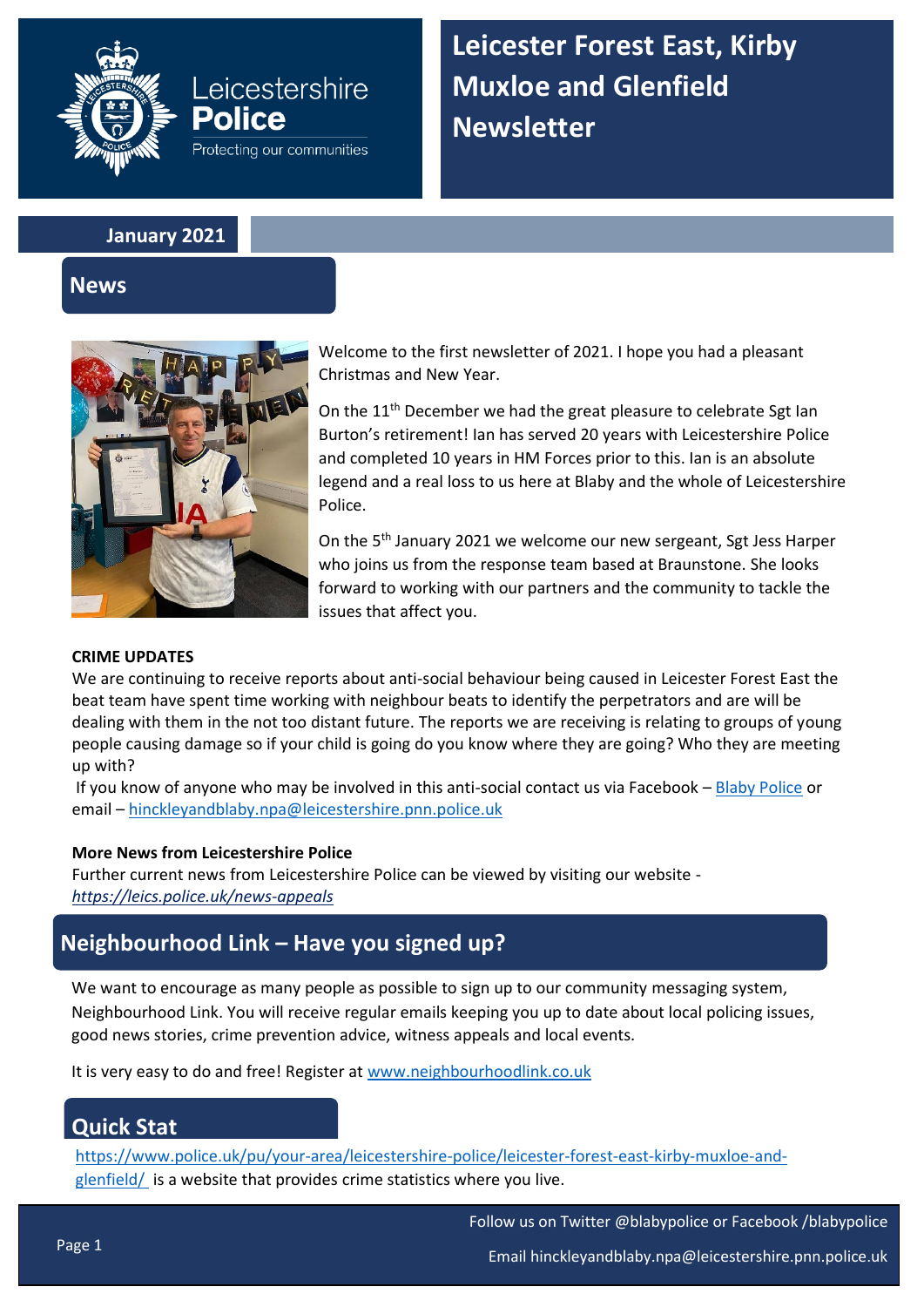# Leicester Forest East, Kirby Muxloe and Glenfield Newsletter

Leicestershire Police
Protecting our communities

**January 2021**

## News

Welcome to the first newsletter of 2021. I hope you had a pleasant Christmas and New Year.

On the 11th December we had the great pleasure to celebrate Sgt Ian Burton's retirement! Ian has served 20 years with Leicestershire Police and completed 10 years in HM Forces prior to this. Ian is an absolute legend and a real loss to us here at Blaby and the whole of Leicestershire Police.

On the 5th January 2021 we welcome our new sergeant, Sgt Jess Harper who joins us from the response team based at Braunstone. She looks forward to working with our partners and the community to tackle the issues that affect you.

**CRIME UPDATES**

We are continuing to receive reports about anti-social behaviour being caused in Leicester Forest East the beat team have spent time working with neighbour beats to identify the perpetrators and are will be dealing with them in the not too distant future. The reports we are receiving is relating to groups of young people causing damage so if your child is going do you know where they are going? Who they are meeting up with?

If you know of anyone who may be involved in this anti-social contact us via Facebook – Blaby Police or email – hinckleyandblaby.npa@leicestershire.pnn.police.uk

**More News from Leicestershire Police**

Further current news from Leicestershire Police can be viewed by visiting our website - *https://leics.police.uk/news-appeals*

## Neighbourhood Link – Have you signed up?

We want to encourage as many people as possible to sign up to our community messaging system, Neighbourhood Link. You will receive regular emails keeping you up to date about local policing issues, good news stories, crime prevention advice, witness appeals and local events.

It is very easy to do and free! Register at www.neighbourhoodlink.co.uk

## Quick Stat

https://www.police.uk/pu/your-area/leicestershire-police/leicester-forest-east-kirby-muxloe-and-glenfield/ is a website that provides crime statistics where you live.

Follow us on Twitter @blabypolice or Facebook /blabypolice

Email hinckleyandblaby.npa@leicestershire.pnn.police.uk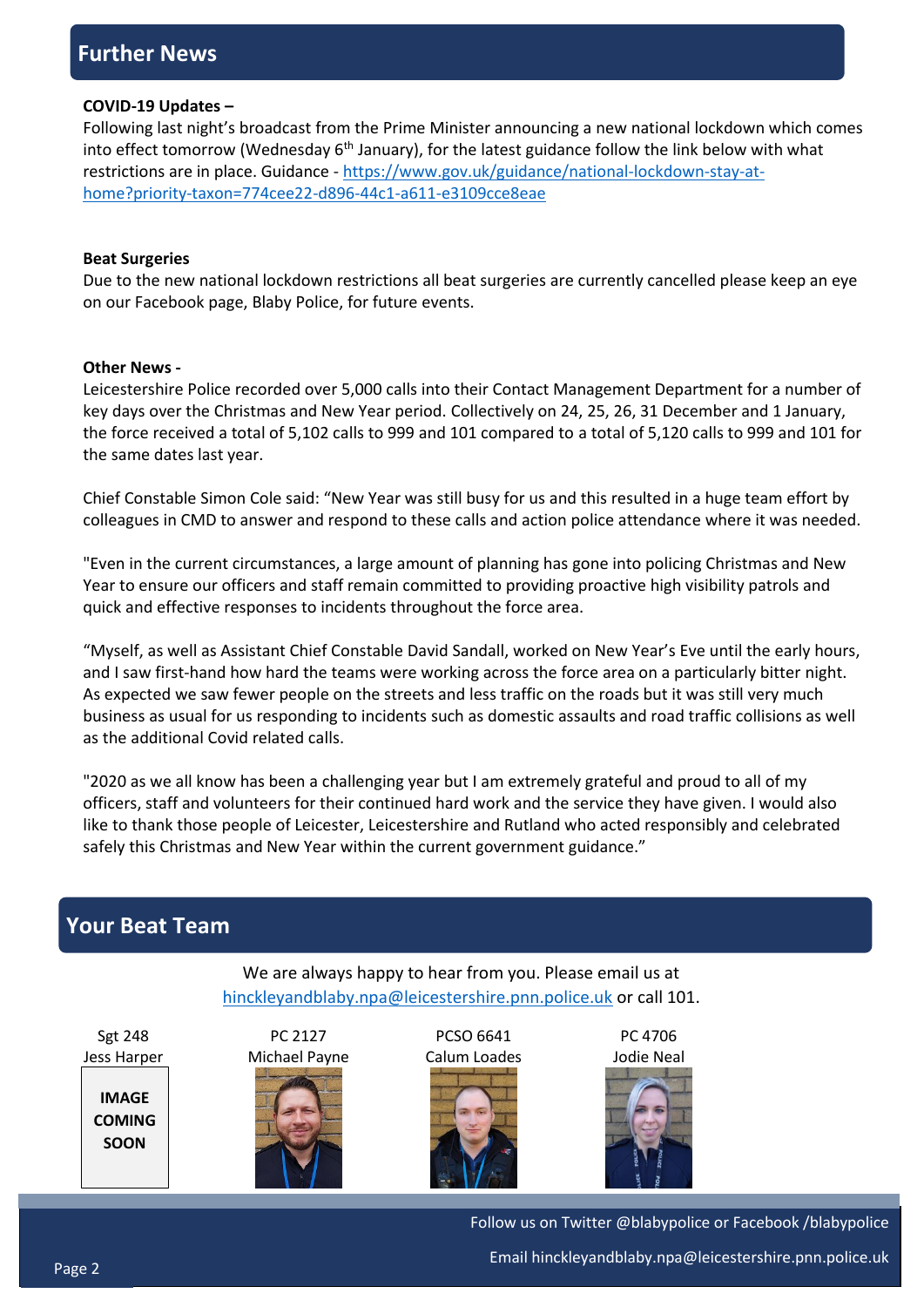## Further News

**COVID-19 Updates –**

Following last night's broadcast from the Prime Minister announcing a new national lockdown which comes into effect tomorrow (Wednesday 6th January), for the latest guidance follow the link below with what restrictions are in place. Guidance - https://www.gov.uk/guidance/national-lockdown-stay-at-home?priority-taxon=774cee22-d896-44c1-a611-e3109cce8eae

**Beat Surgeries**

Due to the new national lockdown restrictions all beat surgeries are currently cancelled please keep an eye on our Facebook page, Blaby Police, for future events.

**Other News -**

Leicestershire Police recorded over 5,000 calls into their Contact Management Department for a number of key days over the Christmas and New Year period. Collectively on 24, 25, 26, 31 December and 1 January, the force received a total of 5,102 calls to 999 and 101 compared to a total of 5,120 calls to 999 and 101 for the same dates last year.

Chief Constable Simon Cole said: "New Year was still busy for us and this resulted in a huge team effort by colleagues in CMD to answer and respond to these calls and action police attendance where it was needed.

"Even in the current circumstances, a large amount of planning has gone into policing Christmas and New Year to ensure our officers and staff remain committed to providing proactive high visibility patrols and quick and effective responses to incidents throughout the force area.

"Myself, as well as Assistant Chief Constable David Sandall, worked on New Year's Eve until the early hours, and I saw first-hand how hard the teams were working across the force area on a particularly bitter night. As expected we saw fewer people on the streets and less traffic on the roads but it was still very much business as usual for us responding to incidents such as domestic assaults and road traffic collisions as well as the additional Covid related calls.

"2020 as we all know has been a challenging year but I am extremely grateful and proud to all of my officers, staff and volunteers for their continued hard work and the service they have given. I would also like to thank those people of Leicester, Leicestershire and Rutland who acted responsibly and celebrated safely this Christmas and New Year within the current government guidance."

## Your Beat Team

We are always happy to hear from you. Please email us at hinckleyandblaby.npa@leicestershire.pnn.police.uk or call 101.

Sgt 248
Jess Harper

IMAGE COMING SOON

PC 2127
Michael Payne

PCSO 6641
Calum Loades

PC 4706
Jodie Neal

Follow us on Twitter @blabypolice or Facebook /blabypolice

Email hinckleyandblaby.npa@leicestershire.pnn.police.uk